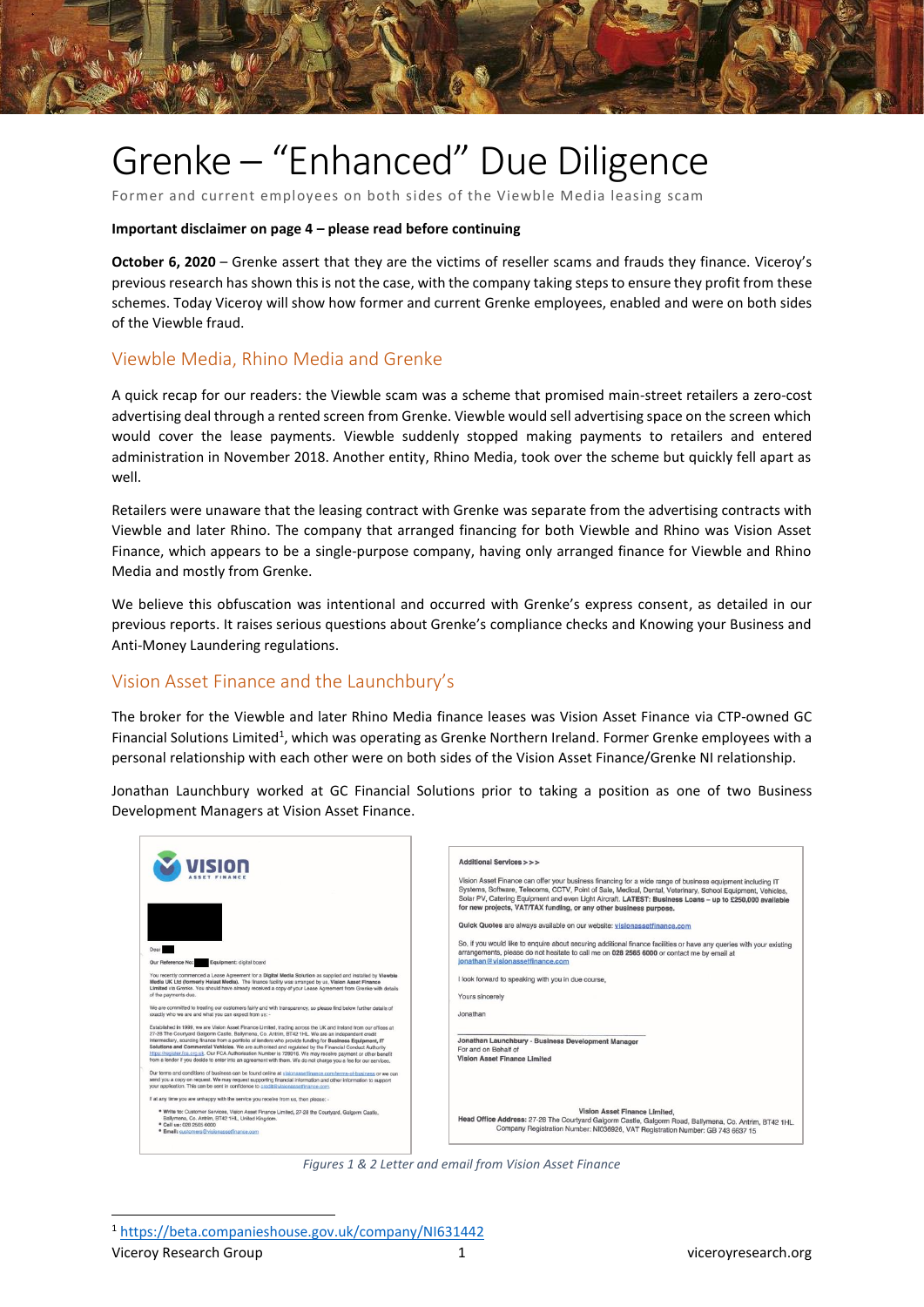# Grenke – "Enhanced" Due Diligence

Former and current employees on both sides of the Viewble Media leasing scam

**Important disclaimer on page 4 – please read before continuing**

**October 6, 2020** – Grenke assert that they are the victims of reseller scams and frauds they finance. Viceroy's previous research has shown this is not the case, with the company taking steps to ensure they profit from these schemes. Today Viceroy will show how former and current Grenke employees, enabled and were on both sides of the Viewble fraud.

## Viewble Media, Rhino Media and Grenke

A quick recap for our readers: the Viewble scam was a scheme that promised main-street retailers a zero-cost advertising deal through a rented screen from Grenke. Viewble would sell advertising space on the screen which would cover the lease payments. Viewble suddenly stopped making payments to retailers and entered administration in November 2018. Another entity, Rhino Media, took over the scheme but quickly fell apart as well.

Retailers were unaware that the leasing contract with Grenke was separate from the advertising contracts with Viewble and later Rhino. The company that arranged financing for both Viewble and Rhino was Vision Asset Finance, which appears to be a single-purpose company, having only arranged finance for Viewble and Rhino Media and mostly from Grenke.

We believe this obfuscation was intentional and occurred with Grenke's express consent, as detailed in our previous reports. It raises serious questions about Grenke's compliance checks and Knowing your Business and Anti-Money Laundering regulations.

## Vision Asset Finance and the Launchbury's

The broker for the Viewble and later Rhino Media finance leases was Vision Asset Finance via CTP-owned GC Financial Solutions Limited[1], which was operating as Grenke Northern Ireland. Former Grenke employees with a personal relationship with each other were on both sides of the Vision Asset Finance/Grenke NI relationship.

Jonathan Launchbury worked at GC Financial Solutions prior to taking a position as one of two Business Development Managers at Vision Asset Finance.

*Figures 1 & 2 Letter and email from Vision Asset Finance*

[1] https://beta.companieshouse.gov.uk/company/NI631442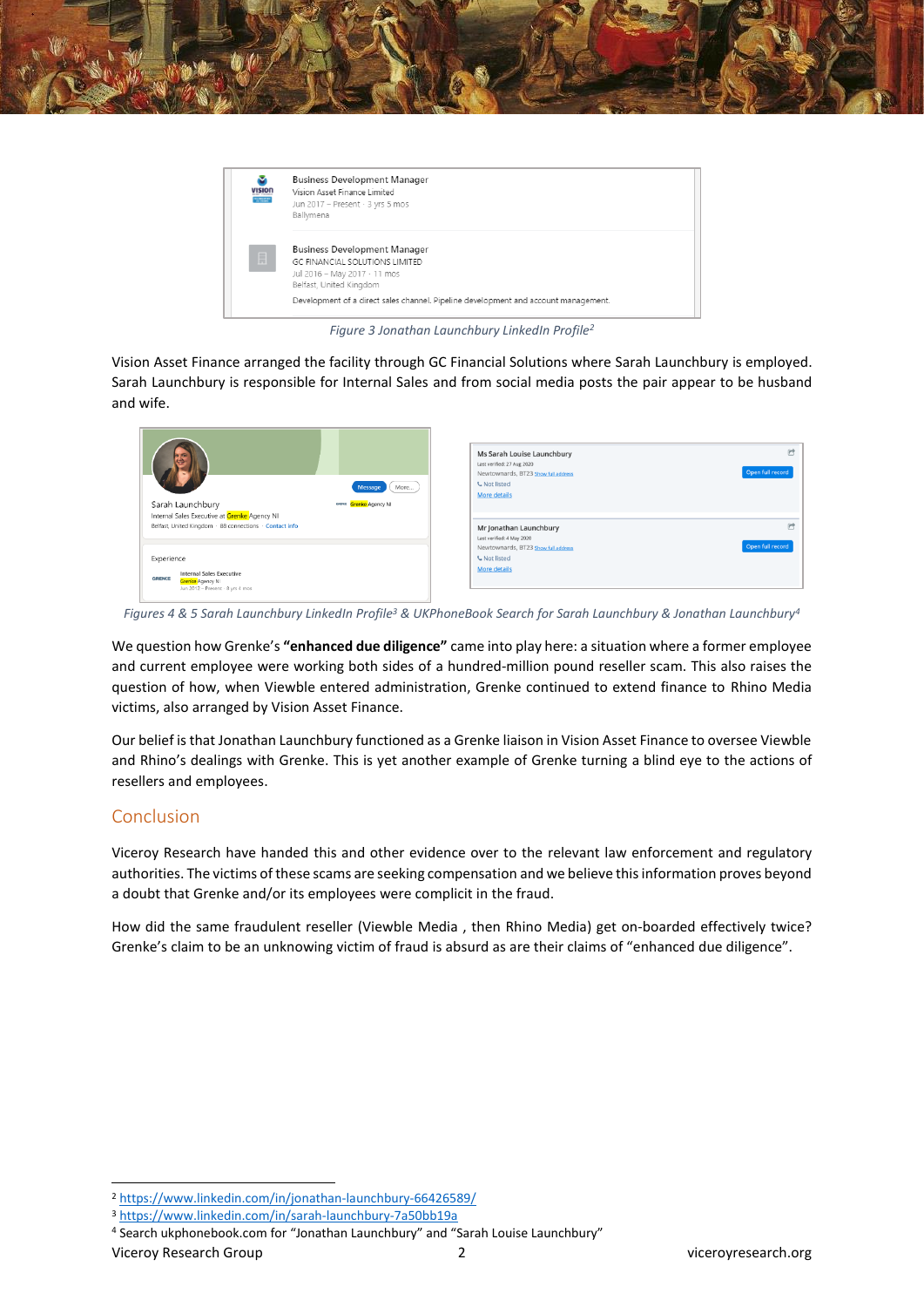Business Development Manager
Vision Asset Finance Limited
Jun 2017 – Present · 3 yrs 5 mos
Ballymena

Business Development Manager
GC FINANCIAL SOLUTIONS LIMITED
Jul 2016 – May 2017 · 11 mos
Belfast, United Kingdom
Development of a direct sales channel. Pipeline development and account management.

*Figure 3 Jonathan Launchbury LinkedIn Profile*[2]

Vision Asset Finance arranged the facility through GC Financial Solutions where Sarah Launchbury is employed. Sarah Launchbury is responsible for Internal Sales and from social media posts the pair appear to be husband and wife.

Sarah Launchbury
Internal Sales Executive at Grenke Agency NI
Belfast, United Kingdom · 88 connections · Contact info

Experience
Internal Sales Executive
Grenke Agency NI

Ms Sarah Louise Launchbury
Last verified: 27 Aug 2020
Newtownards, BT23 Show full address
Not listed
More details

Mr Jonathan Launchbury
Last verified: 4 May 2020
Newtownards, BT23 Show full address
Not listed
More details

*Figures 4 & 5 Sarah Launchbury LinkedIn Profile*[3] *& UKPhoneBook Search for Sarah Launchbury & Jonathan Launchbury*[4]

We question how Grenke's **"enhanced due diligence"** came into play here: a situation where a former employee and current employee were working both sides of a hundred-million pound reseller scam. This also raises the question of how, when Viewble entered administration, Grenke continued to extend finance to Rhino Media victims, also arranged by Vision Asset Finance.

Our belief is that Jonathan Launchbury functioned as a Grenke liaison in Vision Asset Finance to oversee Viewble and Rhino's dealings with Grenke. This is yet another example of Grenke turning a blind eye to the actions of resellers and employees.

## Conclusion

Viceroy Research have handed this and other evidence over to the relevant law enforcement and regulatory authorities. The victims of these scams are seeking compensation and we believe this information proves beyond a doubt that Grenke and/or its employees were complicit in the fraud.

How did the same fraudulent reseller (Viewble Media , then Rhino Media) get on-boarded effectively twice? Grenke's claim to be an unknowing victim of fraud is absurd as are their claims of "enhanced due diligence".

---

[2] https://www.linkedin.com/in/jonathan-launchbury-66426589/

[3] https://www.linkedin.com/in/sarah-launchbury-7a50bb19a

[4] Search ukphonebook.com for "Jonathan Launchbury" and "Sarah Louise Launchbury"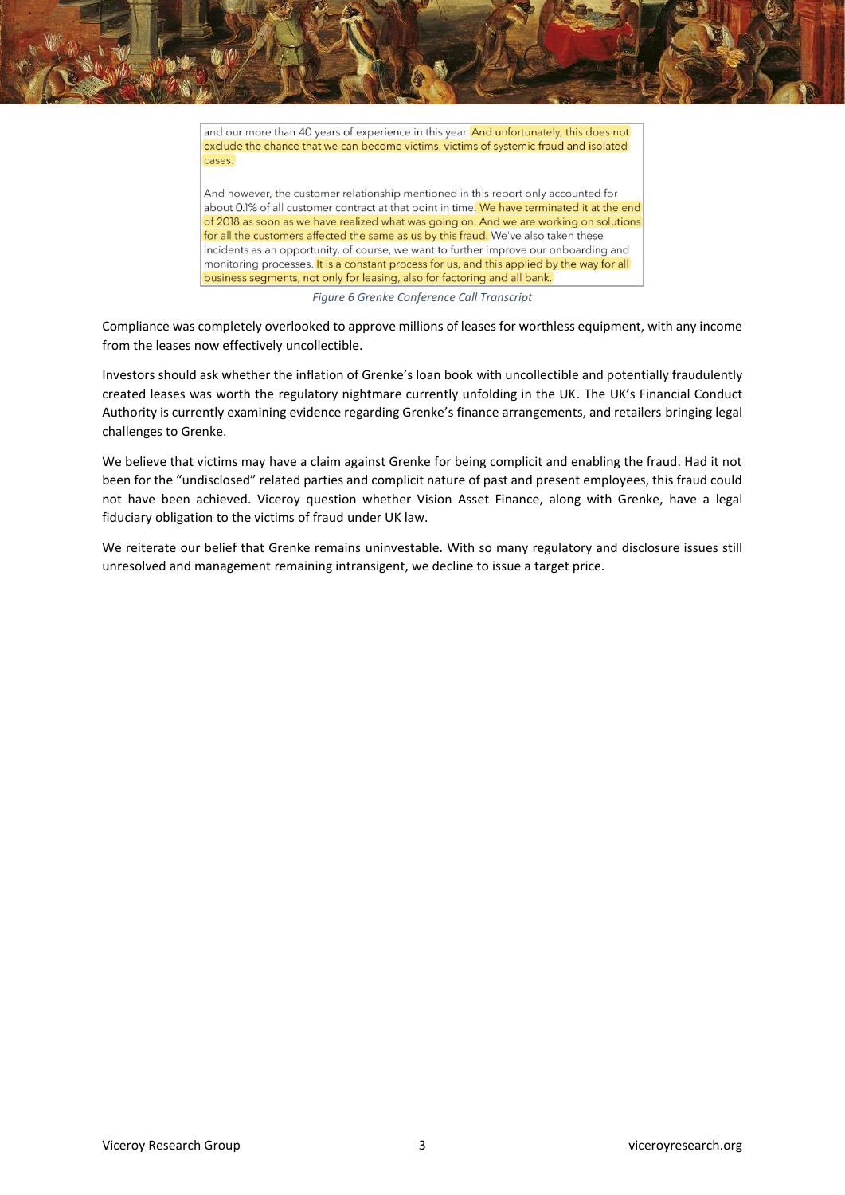and our more than 40 years of experience in this year. And unfortunately, this does not exclude the chance that we can become victims, victims of systemic fraud and isolated cases.

And however, the customer relationship mentioned in this report only accounted for about 0.1% of all customer contract at that point in time. We have terminated it at the end of 2018 as soon as we have realized what was going on. And we are working on solutions for all the customers affected the same as us by this fraud. We've also taken these incidents as an opportunity, of course, we want to further improve our onboarding and monitoring processes. It is a constant process for us, and this applied by the way for all business segments, not only for leasing, also for factoring and all bank.

*Figure 6 Grenke Conference Call Transcript*

Compliance was completely overlooked to approve millions of leases for worthless equipment, with any income from the leases now effectively uncollectible.

Investors should ask whether the inflation of Grenke's loan book with uncollectible and potentially fraudulently created leases was worth the regulatory nightmare currently unfolding in the UK. The UK's Financial Conduct Authority is currently examining evidence regarding Grenke's finance arrangements, and retailers bringing legal challenges to Grenke.

We believe that victims may have a claim against Grenke for being complicit and enabling the fraud. Had it not been for the "undisclosed" related parties and complicit nature of past and present employees, this fraud could not have been achieved. Viceroy question whether Vision Asset Finance, along with Grenke, have a legal fiduciary obligation to the victims of fraud under UK law.

We reiterate our belief that Grenke remains uninvestable. With so many regulatory and disclosure issues still unresolved and management remaining intransigent, we decline to issue a target price.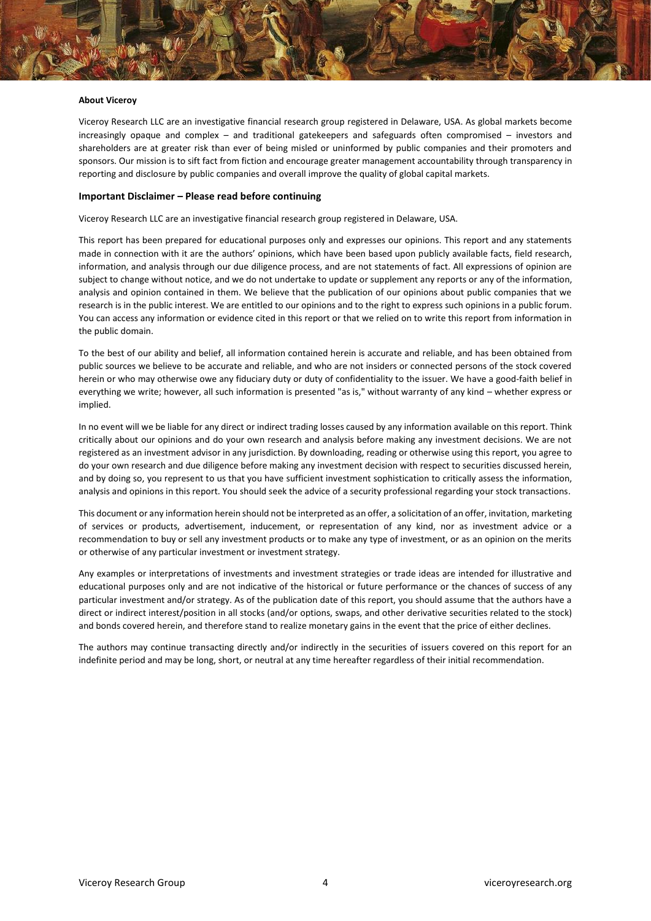**About Viceroy**

Viceroy Research LLC are an investigative financial research group registered in Delaware, USA. As global markets become increasingly opaque and complex – and traditional gatekeepers and safeguards often compromised – investors and shareholders are at greater risk than ever of being misled or uninformed by public companies and their promoters and sponsors. Our mission is to sift fact from fiction and encourage greater management accountability through transparency in reporting and disclosure by public companies and overall improve the quality of global capital markets.

### Important Disclaimer – Please read before continuing

Viceroy Research LLC are an investigative financial research group registered in Delaware, USA.

This report has been prepared for educational purposes only and expresses our opinions. This report and any statements made in connection with it are the authors' opinions, which have been based upon publicly available facts, field research, information, and analysis through our due diligence process, and are not statements of fact. All expressions of opinion are subject to change without notice, and we do not undertake to update or supplement any reports or any of the information, analysis and opinion contained in them. We believe that the publication of our opinions about public companies that we research is in the public interest. We are entitled to our opinions and to the right to express such opinions in a public forum. You can access any information or evidence cited in this report or that we relied on to write this report from information in the public domain.

To the best of our ability and belief, all information contained herein is accurate and reliable, and has been obtained from public sources we believe to be accurate and reliable, and who are not insiders or connected persons of the stock covered herein or who may otherwise owe any fiduciary duty or duty of confidentiality to the issuer. We have a good-faith belief in everything we write; however, all such information is presented "as is," without warranty of any kind – whether express or implied.

In no event will we be liable for any direct or indirect trading losses caused by any information available on this report. Think critically about our opinions and do your own research and analysis before making any investment decisions. We are not registered as an investment advisor in any jurisdiction. By downloading, reading or otherwise using this report, you agree to do your own research and due diligence before making any investment decision with respect to securities discussed herein, and by doing so, you represent to us that you have sufficient investment sophistication to critically assess the information, analysis and opinions in this report. You should seek the advice of a security professional regarding your stock transactions.

This document or any information herein should not be interpreted as an offer, a solicitation of an offer, invitation, marketing of services or products, advertisement, inducement, or representation of any kind, nor as investment advice or a recommendation to buy or sell any investment products or to make any type of investment, or as an opinion on the merits or otherwise of any particular investment or investment strategy.

Any examples or interpretations of investments and investment strategies or trade ideas are intended for illustrative and educational purposes only and are not indicative of the historical or future performance or the chances of success of any particular investment and/or strategy. As of the publication date of this report, you should assume that the authors have a direct or indirect interest/position in all stocks (and/or options, swaps, and other derivative securities related to the stock) and bonds covered herein, and therefore stand to realize monetary gains in the event that the price of either declines.

The authors may continue transacting directly and/or indirectly in the securities of issuers covered on this report for an indefinite period and may be long, short, or neutral at any time hereafter regardless of their initial recommendation.